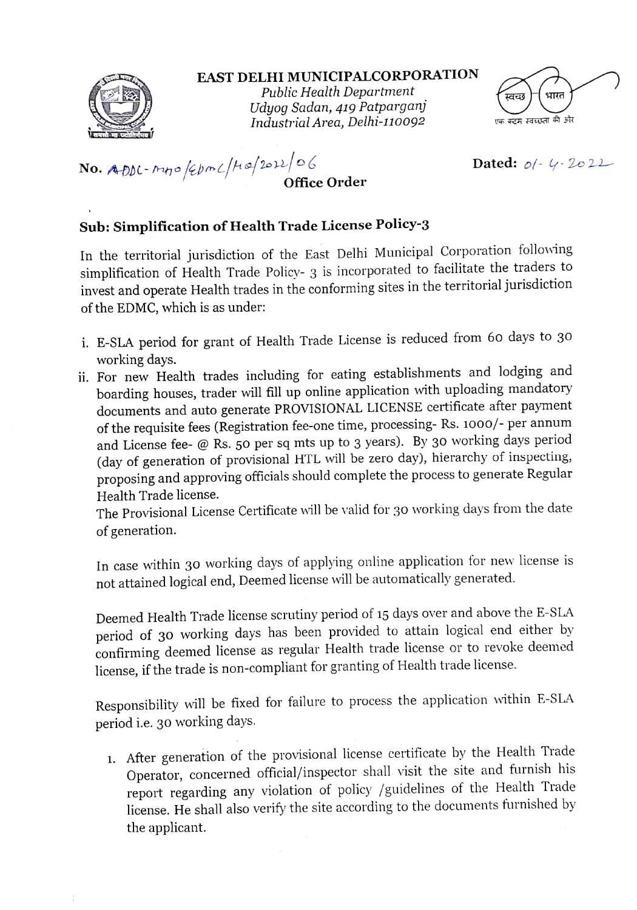# EAST DELHI MUNICIPALCORPORATION

*Public Health Department*
*Udyog Sadan, 419 Patparganj*
*Industrial Area, Delhi-110092*

स्वच्छ भारत
एक कदम स्वच्छता की ओर

**No.** ADDL-MHO/EDMC/HQ/2022/06 **Dated:** 01-4-2022

**Office Order**

## Sub: Simplification of Health Trade License Policy-3

In the territorial jurisdiction of the East Delhi Municipal Corporation following simplification of Health Trade Policy- 3 is incorporated to facilitate the traders to invest and operate Health trades in the conforming sites in the territorial jurisdiction of the EDMC, which is as under:

i. E-SLA period for grant of Health Trade License is reduced from 60 days to 30 working days.

ii. For new Health trades including for eating establishments and lodging and boarding houses, trader will fill up online application with uploading mandatory documents and auto generate PROVISIONAL LICENSE certificate after payment of the requisite fees (Registration fee-one time, processing- Rs. 1000/- per annum and License fee- @ Rs. 50 per sq mts up to 3 years). By 30 working days period (day of generation of provisional HTL will be zero day), hierarchy of inspecting, proposing and approving officials should complete the process to generate Regular Health Trade license.

The Provisional License Certificate will be valid for 30 working days from the date of generation.

In case within 30 working days of applying online application for new license is not attained logical end, Deemed license will be automatically generated.

Deemed Health Trade license scrutiny period of 15 days over and above the E-SLA period of 30 working days has been provided to attain logical end either by confirming deemed license as regular Health trade license or to revoke deemed license, if the trade is non-compliant for granting of Health trade license.

Responsibility will be fixed for failure to process the application within E-SLA period i.e. 30 working days.

1. After generation of the provisional license certificate by the Health Trade Operator, concerned official/inspector shall visit the site and furnish his report regarding any violation of policy /guidelines of the Health Trade license. He shall also verify the site according to the documents furnished by the applicant.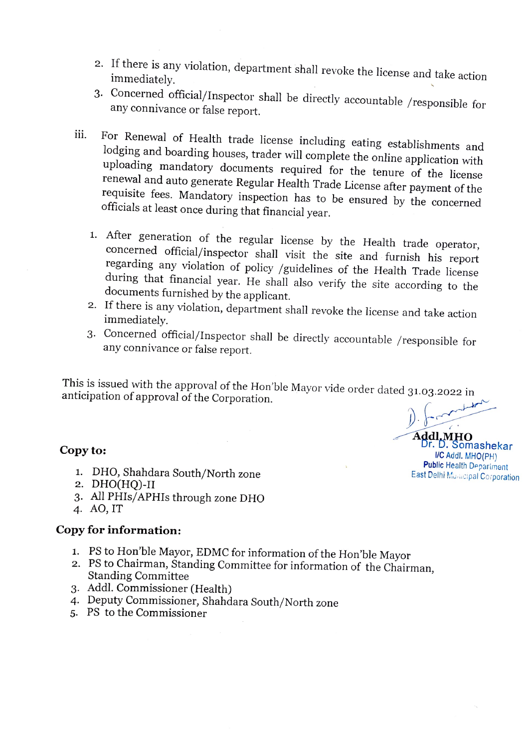2. If there is any violation, department shall revoke the license and take action immediately.
3. Concerned official/Inspector shall be directly accountable /responsible for any connivance or false report.

iii. For Renewal of Health trade license including eating establishments and lodging and boarding houses, trader will complete the online application with uploading mandatory documents required for the tenure of the license renewal and auto generate Regular Health Trade License after payment of the requisite fees. Mandatory inspection has to be ensured by the concerned officials at least once during that financial year.

1. After generation of the regular license by the Health trade operator, concerned official/inspector shall visit the site and furnish his report regarding any violation of policy /guidelines of the Health Trade license during that financial year. He shall also verify the site according to the documents furnished by the applicant.
2. If there is any violation, department shall revoke the license and take action immediately.
3. Concerned official/Inspector shall be directly accountable /responsible for any connivance or false report.

This is issued with the approval of the Hon'ble Mayor vide order dated 31.03.2022 in anticipation of approval of the Corporation.

Addl. MHO
Dr. D. Somashekar
I/C Addl. MHO(PH)
Public Health Department
East Delhi Municipal Corporation

**Copy to:**

1. DHO, Shahdara South/North zone
2. DHO(HQ)-II
3. All PHIs/APHIs through zone DHO
4. AO, IT

**Copy for information:**

1. PS to Hon'ble Mayor, EDMC for information of the Hon'ble Mayor
2. PS to Chairman, Standing Committee for information of the Chairman, Standing Committee
3. Addl. Commissioner (Health)
4. Deputy Commissioner, Shahdara South/North zone
5. PS to the Commissioner